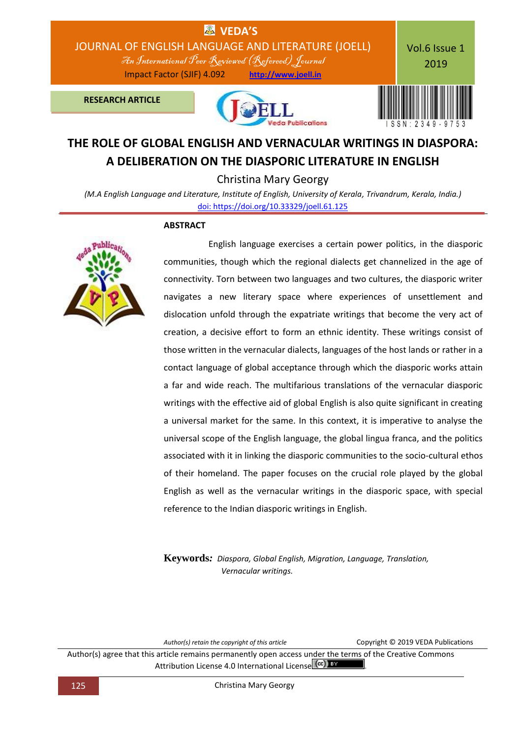RESEARCH ARTICLE

# THE ROLE OF GLOBAL ENGLISH AND VERNACULAR WRITINGS IN DIASPORA: A DELIBERATION ON THE DIASPORIC LITERATURE IN ENGLISH

Christina Mary Georgy

*(M.A English Language and Literature, Institute of English, University of Kerala, Trivandrum, Kerala, India.)*

doi: https://doi.org/10.33329/joell.61.125

## ABSTRACT

English language exercises a certain power politics, in the diasporic communities, though which the regional dialects get channelized in the age of connectivity. Torn between two languages and two cultures, the diasporic writer navigates a new literary space where experiences of unsettlement and dislocation unfold through the expatriate writings that become the very act of creation, a decisive effort to form an ethnic identity. These writings consist of those written in the vernacular dialects, languages of the host lands or rather in a contact language of global acceptance through which the diasporic works attain a far and wide reach. The multifarious translations of the vernacular diasporic writings with the effective aid of global English is also quite significant in creating a universal market for the same. In this context, it is imperative to analyse the universal scope of the English language, the global lingua franca, and the politics associated with it in linking the diasporic communities to the socio-cultural ethos of their homeland. The paper focuses on the crucial role played by the global English as well as the vernacular writings in the diasporic space, with special reference to the Indian diasporic writings in English.

**Keywords:** *Diaspora, Global English, Migration, Language, Translation, Vernacular writings.*

*Author(s) retain the copyright of this article* Copyright © 2019 VEDA Publications

Author(s) agree that this article remains permanently open access under the terms of the Creative Commons Attribution License 4.0 International License.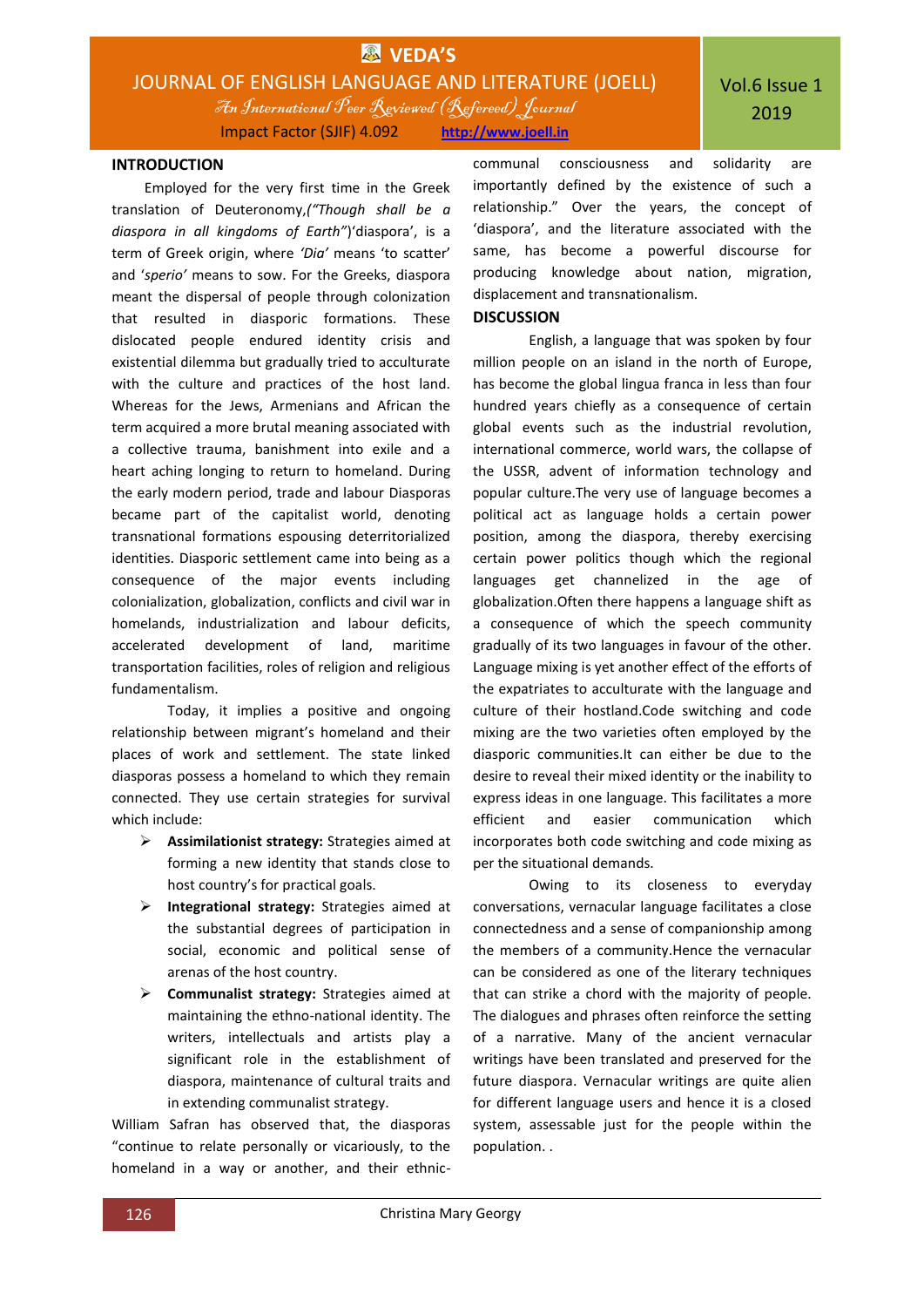## INTRODUCTION

Employed for the very first time in the Greek translation of Deuteronomy,*("Though shall be a diaspora in all kingdoms of Earth")*'diaspora', is a term of Greek origin, where *'Dia'* means 'to scatter' and '*sperio'* means to sow. For the Greeks, diaspora meant the dispersal of people through colonization that resulted in diasporic formations. These dislocated people endured identity crisis and existential dilemma but gradually tried to acculturate with the culture and practices of the host land. Whereas for the Jews, Armenians and African the term acquired a more brutal meaning associated with a collective trauma, banishment into exile and a heart aching longing to return to homeland. During the early modern period, trade and labour Diasporas became part of the capitalist world, denoting transnational formations espousing deterritorialized identities. Diasporic settlement came into being as a consequence of the major events including colonialization, globalization, conflicts and civil war in homelands, industrialization and labour deficits, accelerated development of land, maritime transportation facilities, roles of religion and religious fundamentalism.

Today, it implies a positive and ongoing relationship between migrant's homeland and their places of work and settlement. The state linked diasporas possess a homeland to which they remain connected. They use certain strategies for survival which include:

- **Assimilationist strategy:** Strategies aimed at forming a new identity that stands close to host country's for practical goals.
- **Integrational strategy:** Strategies aimed at the substantial degrees of participation in social, economic and political sense of arenas of the host country.
- **Communalist strategy:** Strategies aimed at maintaining the ethno-national identity. The writers, intellectuals and artists play a significant role in the establishment of diaspora, maintenance of cultural traits and in extending communalist strategy.

William Safran has observed that, the diasporas "continue to relate personally or vicariously, to the homeland in a way or another, and their ethnic-communal consciousness and solidarity are importantly defined by the existence of such a relationship." Over the years, the concept of 'diaspora', and the literature associated with the same, has become a powerful discourse for producing knowledge about nation, migration, displacement and transnationalism.

## DISCUSSION

English, a language that was spoken by four million people on an island in the north of Europe, has become the global lingua franca in less than four hundred years chiefly as a consequence of certain global events such as the industrial revolution, international commerce, world wars, the collapse of the USSR, advent of information technology and popular culture.The very use of language becomes a political act as language holds a certain power position, among the diaspora, thereby exercising certain power politics though which the regional languages get channelized in the age of globalization.Often there happens a language shift as a consequence of which the speech community gradually of its two languages in favour of the other. Language mixing is yet another effect of the efforts of the expatriates to acculturate with the language and culture of their hostland.Code switching and code mixing are the two varieties often employed by the diasporic communities.It can either be due to the desire to reveal their mixed identity or the inability to express ideas in one language. This facilitates a more efficient and easier communication which incorporates both code switching and code mixing as per the situational demands.

Owing to its closeness to everyday conversations, vernacular language facilitates a close connectedness and a sense of companionship among the members of a community.Hence the vernacular can be considered as one of the literary techniques that can strike a chord with the majority of people. The dialogues and phrases often reinforce the setting of a narrative. Many of the ancient vernacular writings have been translated and preserved for the future diaspora. Vernacular writings are quite alien for different language users and hence it is a closed system, assessable just for the people within the population. .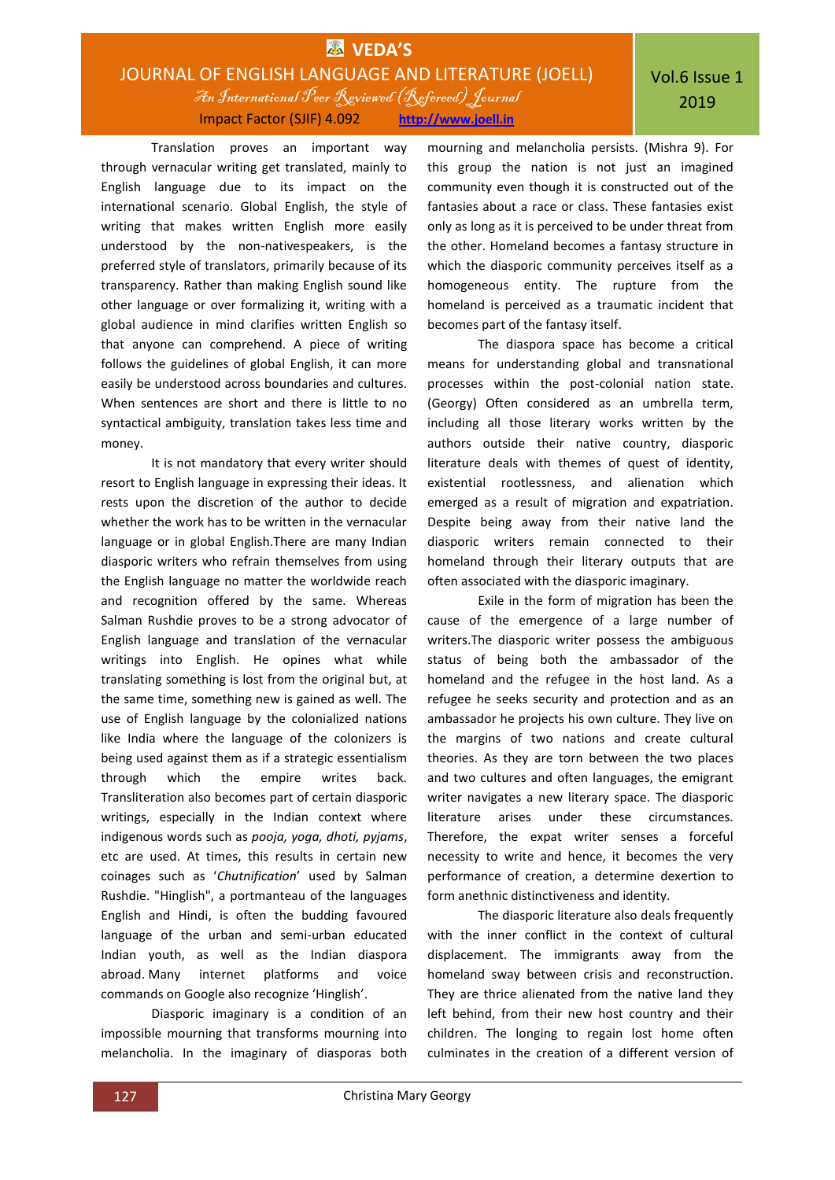Translation proves an important way through vernacular writing get translated, mainly to English language due to its impact on the international scenario. Global English, the style of writing that makes written English more easily understood by the non-nativespeakers, is the preferred style of translators, primarily because of its transparency. Rather than making English sound like other language or over formalizing it, writing with a global audience in mind clarifies written English so that anyone can comprehend. A piece of writing follows the guidelines of global English, it can more easily be understood across boundaries and cultures. When sentences are short and there is little to no syntactical ambiguity, translation takes less time and money.

It is not mandatory that every writer should resort to English language in expressing their ideas. It rests upon the discretion of the author to decide whether the work has to be written in the vernacular language or in global English.There are many Indian diasporic writers who refrain themselves from using the English language no matter the worldwide reach and recognition offered by the same. Whereas Salman Rushdie proves to be a strong advocator of English language and translation of the vernacular writings into English. He opines what while translating something is lost from the original but, at the same time, something new is gained as well. The use of English language by the colonialized nations like India where the language of the colonizers is being used against them as if a strategic essentialism through which the empire writes back. Transliteration also becomes part of certain diasporic writings, especially in the Indian context where indigenous words such as *pooja, yoga, dhoti, pyjams*, etc are used. At times, this results in certain new coinages such as '*Chutnification*' used by Salman Rushdie. "Hinglish", a portmanteau of the languages English and Hindi, is often the budding favoured language of the urban and semi-urban educated Indian youth, as well as the Indian diaspora abroad. Many internet platforms and voice commands on Google also recognize 'Hinglish'.

Diasporic imaginary is a condition of an impossible mourning that transforms mourning into melancholia. In the imaginary of diasporas both mourning and melancholia persists. (Mishra 9). For this group the nation is not just an imagined community even though it is constructed out of the fantasies about a race or class. These fantasies exist only as long as it is perceived to be under threat from the other. Homeland becomes a fantasy structure in which the diasporic community perceives itself as a homogeneous entity. The rupture from the homeland is perceived as a traumatic incident that becomes part of the fantasy itself.

The diaspora space has become a critical means for understanding global and transnational processes within the post-colonial nation state. (Georgy) Often considered as an umbrella term, including all those literary works written by the authors outside their native country, diasporic literature deals with themes of quest of identity, existential rootlessness, and alienation which emerged as a result of migration and expatriation. Despite being away from their native land the diasporic writers remain connected to their homeland through their literary outputs that are often associated with the diasporic imaginary.

Exile in the form of migration has been the cause of the emergence of a large number of writers.The diasporic writer possess the ambiguous status of being both the ambassador of the homeland and the refugee in the host land. As a refugee he seeks security and protection and as an ambassador he projects his own culture. They live on the margins of two nations and create cultural theories. As they are torn between the two places and two cultures and often languages, the emigrant writer navigates a new literary space. The diasporic literature arises under these circumstances. Therefore, the expat writer senses a forceful necessity to write and hence, it becomes the very performance of creation, a determine dexertion to form anethnic distinctiveness and identity.

The diasporic literature also deals frequently with the inner conflict in the context of cultural displacement. The immigrants away from the homeland sway between crisis and reconstruction. They are thrice alienated from the native land they left behind, from their new host country and their children. The longing to regain lost home often culminates in the creation of a different version of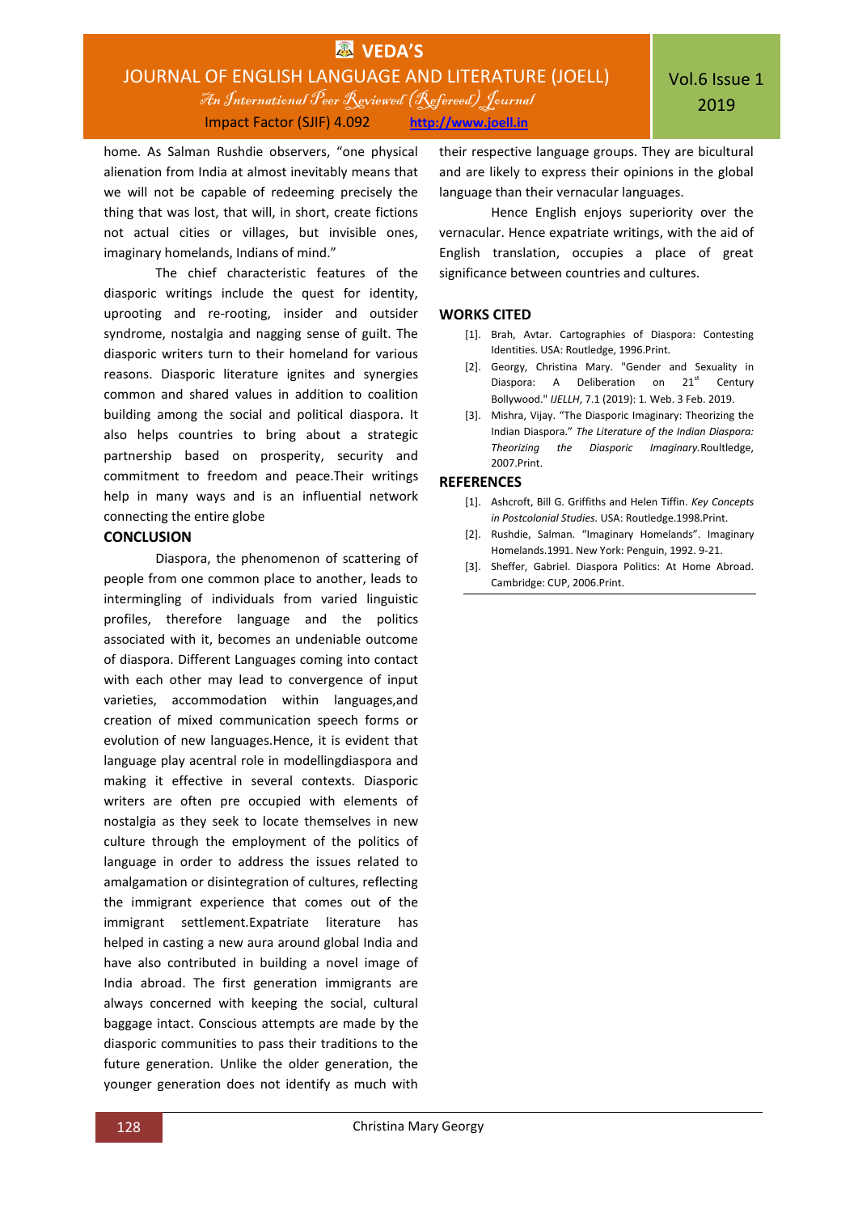home. As Salman Rushdie observes, "one physical alienation from India at almost inevitably means that we will not be capable of redeeming precisely the thing that was lost, that will, in short, create fictions not actual cities or villages, but invisible ones, imaginary homelands, Indians of mind."

The chief characteristic features of the diasporic writings include the quest for identity, uprooting and re-rooting, insider and outsider syndrome, nostalgia and nagging sense of guilt. The diasporic writers turn to their homeland for various reasons. Diasporic literature ignites and synergies common and shared values in addition to coalition building among the social and political diaspora. It also helps countries to bring about a strategic partnership based on prosperity, security and commitment to freedom and peace.Their writings help in many ways and is an influential network connecting the entire globe

## CONCLUSION

Diaspora, the phenomenon of scattering of people from one common place to another, leads to intermingling of individuals from varied linguistic profiles, therefore language and the politics associated with it, becomes an undeniable outcome of diaspora. Different Languages coming into contact with each other may lead to convergence of input varieties, accommodation within languages,and creation of mixed communication speech forms or evolution of new languages.Hence, it is evident that language play acentral role in modellingdiaspora and making it effective in several contexts. Diasporic writers are often pre occupied with elements of nostalgia as they seek to locate themselves in new culture through the employment of the politics of language in order to address the issues related to amalgamation or disintegration of cultures, reflecting the immigrant experience that comes out of the immigrant settlement.Expatriate literature has helped in casting a new aura around global India and have also contributed in building a novel image of India abroad. The first generation immigrants are always concerned with keeping the social, cultural baggage intact. Conscious attempts are made by the diasporic communities to pass their traditions to the future generation. Unlike the older generation, the younger generation does not identify as much with their respective language groups. They are bicultural and are likely to express their opinions in the global language than their vernacular languages.

Hence English enjoys superiority over the vernacular. Hence expatriate writings, with the aid of English translation, occupies a place of great significance between countries and cultures.

## WORKS CITED

[1]. Brah, Avtar. Cartographies of Diaspora: Contesting Identities. USA: Routledge, 1996.Print.

[2]. Georgy, Christina Mary. "Gender and Sexuality in Diaspora: A Deliberation on 21st Century Bollywood." *IJELLH*, 7.1 (2019): 1. Web. 3 Feb. 2019.

[3]. Mishra, Vijay. "The Diasporic Imaginary: Theorizing the Indian Diaspora." *The Literature of the Indian Diaspora: Theorizing the Diasporic Imaginary.*Roultledge, 2007.Print.

## REFERENCES

[1]. Ashcroft, Bill G. Griffiths and Helen Tiffin. *Key Concepts in Postcolonial Studies.* USA: Routledge.1998.Print.

[2]. Rushdie, Salman. "Imaginary Homelands". Imaginary Homelands.1991. New York: Penguin, 1992. 9-21.

[3]. Sheffer, Gabriel. Diaspora Politics: At Home Abroad. Cambridge: CUP, 2006.Print.